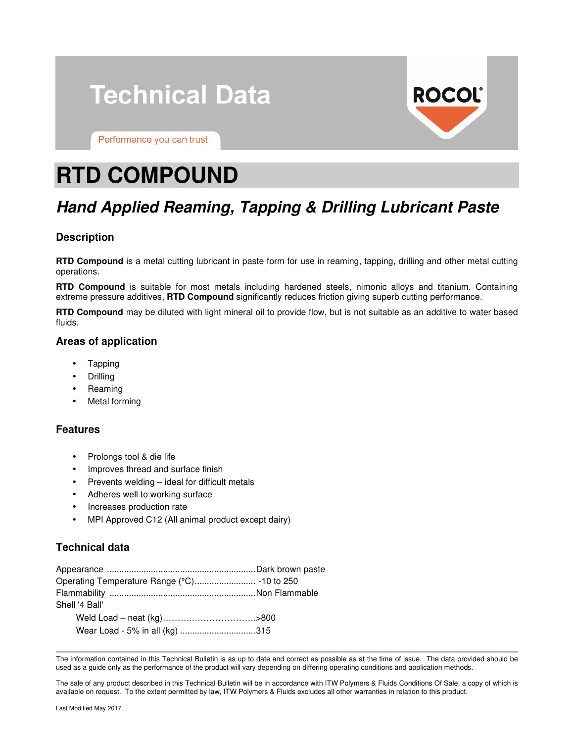# Technical Data

Performance you can trust

# RTD COMPOUND

## *Hand Applied Reaming, Tapping & Drilling Lubricant Paste*

### Description

**RTD Compound** is a metal cutting lubricant in paste form for use in reaming, tapping, drilling and other metal cutting operations.

**RTD Compound** is suitable for most metals including hardened steels, nimonic alloys and titanium. Containing extreme pressure additives, **RTD Compound** significantly reduces friction giving superb cutting performance.

**RTD Compound** may be diluted with light mineral oil to provide flow, but is not suitable as an additive to water based fluids.

### Areas of application

- Tapping
- Drilling
- Reaming
- Metal forming

### Features

- Prolongs tool & die life
- Improves thread and surface finish
- Prevents welding – ideal for difficult metals
- Adheres well to working surface
- Increases production rate
- MPI Approved C12 (All animal product except dairy)

### Technical data

Appearance ............................................................Dark brown paste
Operating Temperature Range (°C)......................... -10 to 250
Flammability ...........................................................Non Flammable
Shell '4 Ball'
  Weld Load – neat (kg)……….…………………>800
  Wear Load - 5% in all (kg) ...............................315

---

The information contained in this Technical Bulletin is as up to date and correct as possible as at the time of issue. The data provided should be used as a guide only as the performance of the product will vary depending on differing operating conditions and application methods.

The sale of any product described in this Technical Bulletin will be in accordance with ITW Polymers & Fluids Conditions Of Sale, a copy of which is available on request. To the extent permitted by law, ITW Polymers & Fluids excludes all other warranties in relation to this product.

Last Modified May 2017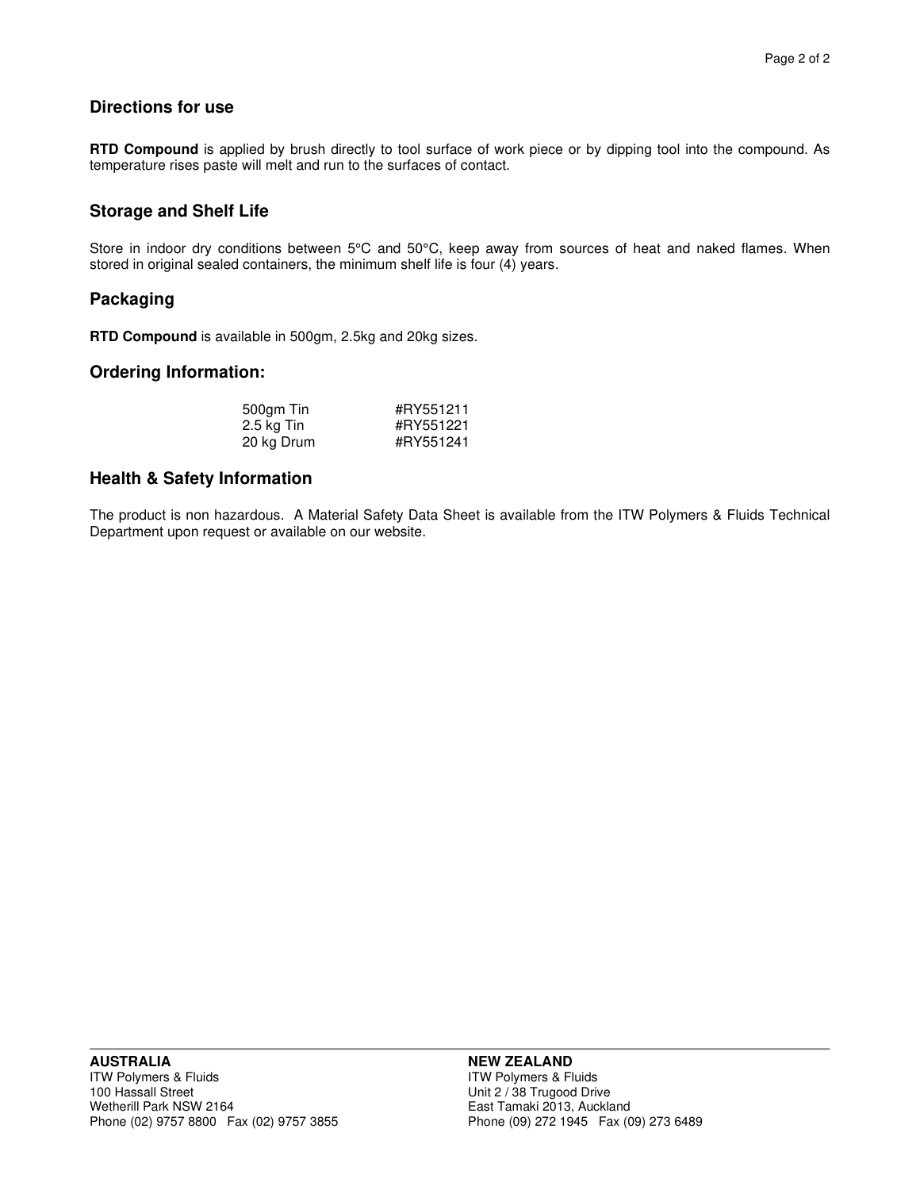## Directions for use

**RTD Compound** is applied by brush directly to tool surface of work piece or by dipping tool into the compound. As temperature rises paste will melt and run to the surfaces of contact.

## Storage and Shelf Life

Store in indoor dry conditions between 5°C and 50°C, keep away from sources of heat and naked flames. When stored in original sealed containers, the minimum shelf life is four (4) years.

## Packaging

**RTD Compound** is available in 500gm, 2.5kg and 20kg sizes.

## Ordering Information:

| | |
|---|---|
| 500gm Tin | #RY551211 |
| 2.5 kg Tin | #RY551221 |
| 20 kg Drum | #RY551241 |

## Health & Safety Information

The product is non hazardous. A Material Safety Data Sheet is available from the ITW Polymers & Fluids Technical Department upon request or available on our website.

**AUSTRALIA**
ITW Polymers & Fluids
100 Hassall Street
Wetherill Park NSW 2164
Phone (02) 9757 8800 Fax (02) 9757 3855

**NEW ZEALAND**
ITW Polymers & Fluids
Unit 2 / 38 Trugood Drive
East Tamaki 2013, Auckland
Phone (09) 272 1945 Fax (09) 273 6489